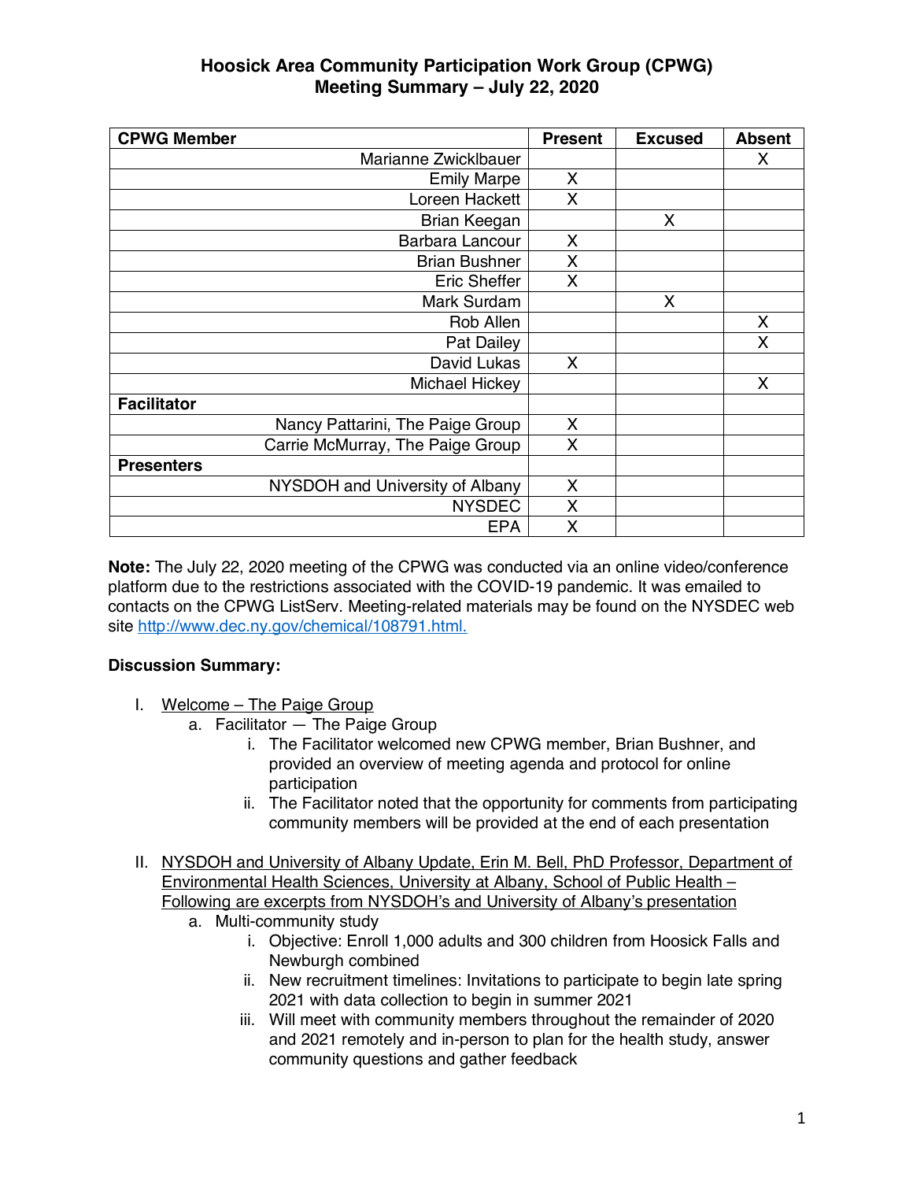# Hoosick Area Community Participation Work Group (CPWG)
## Meeting Summary – July 22, 2020

| CPWG Member | Present | Excused | Absent |
|---|---|---|---|
| Marianne Zwicklbauer | | | X |
| Emily Marpe | X | | |
| Loreen Hackett | X | | |
| Brian Keegan | | X | |
| Barbara Lancour | X | | |
| Brian Bushner | X | | |
| Eric Sheffer | X | | |
| Mark Surdam | | X | |
| Rob Allen | | | X |
| Pat Dailey | | | X |
| David Lukas | X | | |
| Michael Hickey | | | X |
| **Facilitator** | | | |
| Nancy Pattarini, The Paige Group | X | | |
| Carrie McMurray, The Paige Group | X | | |
| **Presenters** | | | |
| NYSDOH and University of Albany | X | | |
| NYSDEC | X | | |
| EPA | X | | |

**Note:** The July 22, 2020 meeting of the CPWG was conducted via an online video/conference platform due to the restrictions associated with the COVID-19 pandemic. It was emailed to contacts on the CPWG ListServ. Meeting-related materials may be found on the NYSDEC web site http://www.dec.ny.gov/chemical/108791.html.

**Discussion Summary:**

I. Welcome – The Paige Group
   a. Facilitator — The Paige Group
      i. The Facilitator welcomed new CPWG member, Brian Bushner, and provided an overview of meeting agenda and protocol for online participation
      ii. The Facilitator noted that the opportunity for comments from participating community members will be provided at the end of each presentation

II. NYSDOH and University of Albany Update, Erin M. Bell, PhD Professor, Department of Environmental Health Sciences, University at Albany, School of Public Health – Following are excerpts from NYSDOH's and University of Albany's presentation
   a. Multi-community study
      i. Objective: Enroll 1,000 adults and 300 children from Hoosick Falls and Newburgh combined
      ii. New recruitment timelines: Invitations to participate to begin late spring 2021 with data collection to begin in summer 2021
      iii. Will meet with community members throughout the remainder of 2020 and 2021 remotely and in-person to plan for the health study, answer community questions and gather feedback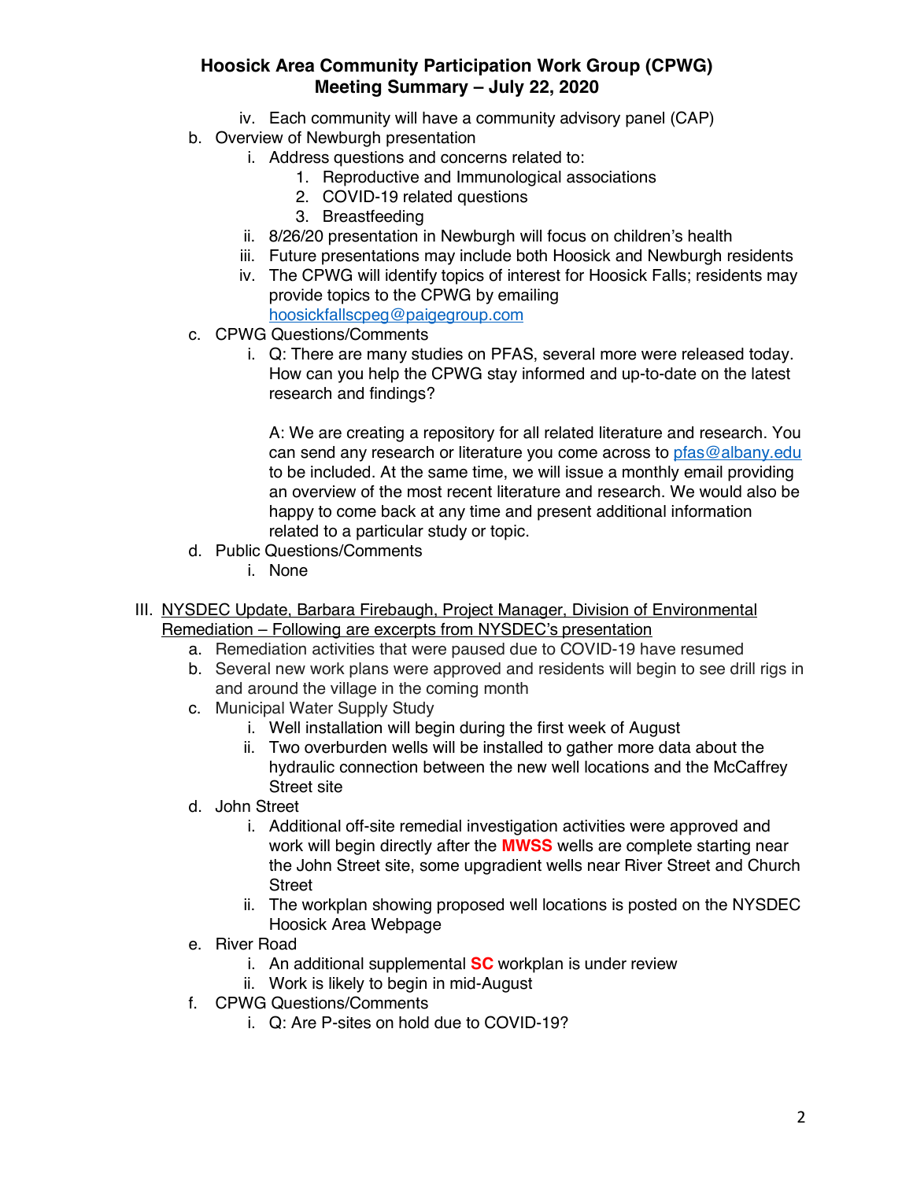iv. Each community will have a community advisory panel (CAP)

b. Overview of Newburgh presentation
   i. Address questions and concerns related to:
      1. Reproductive and Immunological associations
      2. COVID-19 related questions
      3. Breastfeeding
   ii. 8/26/20 presentation in Newburgh will focus on children's health
   iii. Future presentations may include both Hoosick and Newburgh residents
   iv. The CPWG will identify topics of interest for Hoosick Falls; residents may provide topics to the CPWG by emailing hoosickfallscpeg@paigegroup.com

c. CPWG Questions/Comments
   i. Q: There are many studies on PFAS, several more were released today. How can you help the CPWG stay informed and up-to-date on the latest research and findings?

      A: We are creating a repository for all related literature and research. You can send any research or literature you come across to pfas@albany.edu to be included. At the same time, we will issue a monthly email providing an overview of the most recent literature and research. We would also be happy to come back at any time and present additional information related to a particular study or topic.

d. Public Questions/Comments
   i. None

III. <u>NYSDEC Update, Barbara Firebaugh, Project Manager, Division of Environmental Remediation – Following are excerpts from NYSDEC's presentation</u>

a. Remediation activities that were paused due to COVID-19 have resumed

b. Several new work plans were approved and residents will begin to see drill rigs in and around the village in the coming month

c. Municipal Water Supply Study
   i. Well installation will begin during the first week of August
   ii. Two overburden wells will be installed to gather more data about the hydraulic connection between the new well locations and the McCaffrey Street site

d. John Street
   i. Additional off-site remedial investigation activities were approved and work will begin directly after the **MWSS** wells are complete starting near the John Street site, some upgradient wells near River Street and Church Street
   ii. The workplan showing proposed well locations is posted on the NYSDEC Hoosick Area Webpage

e. River Road
   i. An additional supplemental **SC** workplan is under review
   ii. Work is likely to begin in mid-August

f. CPWG Questions/Comments
   i. Q: Are P-sites on hold due to COVID-19?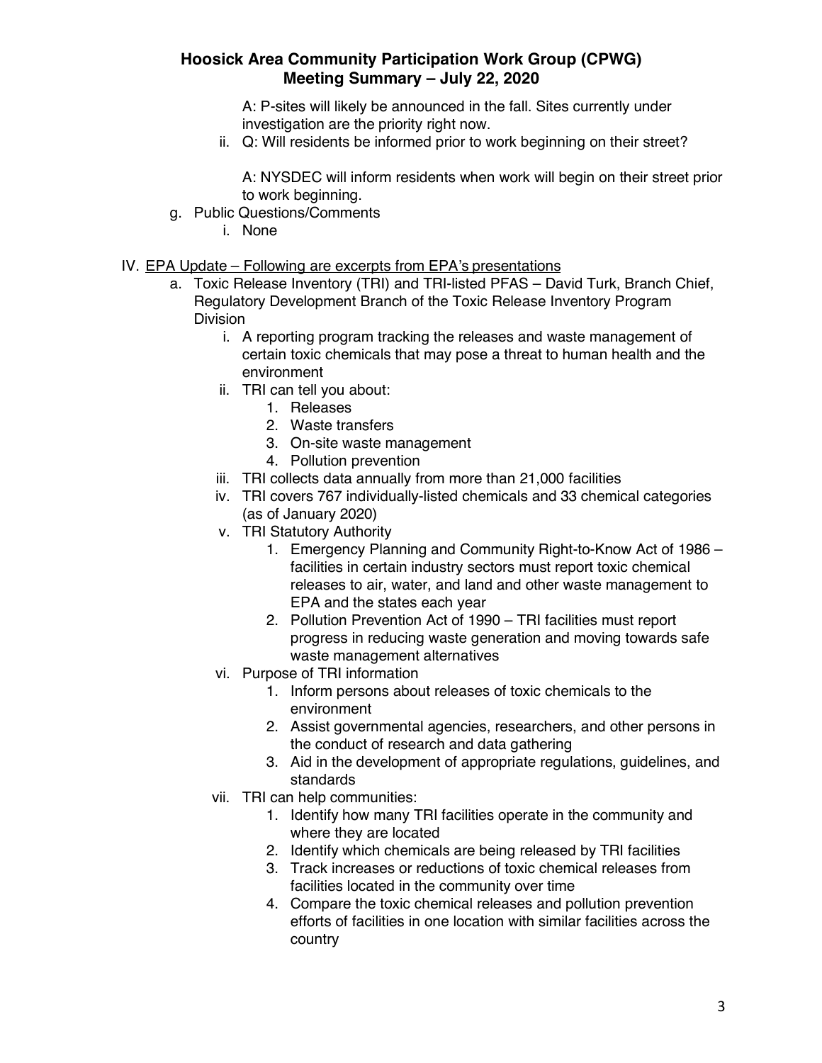A: P-sites will likely be announced in the fall. Sites currently under investigation are the priority right now.

ii. Q: Will residents be informed prior to work beginning on their street?

A: NYSDEC will inform residents when work will begin on their street prior to work beginning.

g. Public Questions/Comments
   i. None

IV. <u>EPA Update – Following are excerpts from EPA's presentations</u>

a. Toxic Release Inventory (TRI) and TRI-listed PFAS – David Turk, Branch Chief, Regulatory Development Branch of the Toxic Release Inventory Program Division

   i. A reporting program tracking the releases and waste management of certain toxic chemicals that may pose a threat to human health and the environment

   ii. TRI can tell you about:
      1. Releases
      2. Waste transfers
      3. On-site waste management
      4. Pollution prevention

   iii. TRI collects data annually from more than 21,000 facilities

   iv. TRI covers 767 individually-listed chemicals and 33 chemical categories (as of January 2020)

   v. TRI Statutory Authority
      1. Emergency Planning and Community Right-to-Know Act of 1986 – facilities in certain industry sectors must report toxic chemical releases to air, water, and land and other waste management to EPA and the states each year
      2. Pollution Prevention Act of 1990 – TRI facilities must report progress in reducing waste generation and moving towards safe waste management alternatives

   vi. Purpose of TRI information
      1. Inform persons about releases of toxic chemicals to the environment
      2. Assist governmental agencies, researchers, and other persons in the conduct of research and data gathering
      3. Aid in the development of appropriate regulations, guidelines, and standards

   vii. TRI can help communities:
      1. Identify how many TRI facilities operate in the community and where they are located
      2. Identify which chemicals are being released by TRI facilities
      3. Track increases or reductions of toxic chemical releases from facilities located in the community over time
      4. Compare the toxic chemical releases and pollution prevention efforts of facilities in one location with similar facilities across the country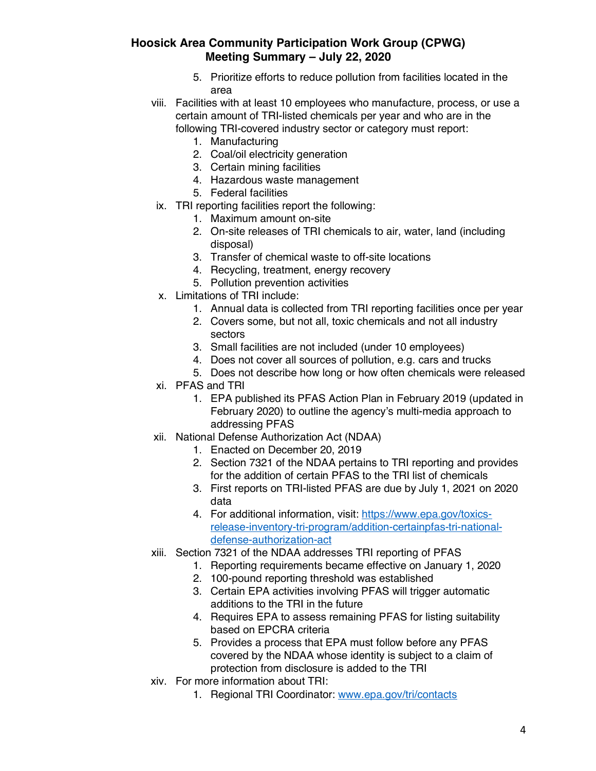5. Prioritize efforts to reduce pollution from facilities located in the area

viii. Facilities with at least 10 employees who manufacture, process, or use a certain amount of TRI-listed chemicals per year and who are in the following TRI-covered industry sector or category must report:
   1. Manufacturing
   2. Coal/oil electricity generation
   3. Certain mining facilities
   4. Hazardous waste management
   5. Federal facilities

ix. TRI reporting facilities report the following:
   1. Maximum amount on-site
   2. On-site releases of TRI chemicals to air, water, land (including disposal)
   3. Transfer of chemical waste to off-site locations
   4. Recycling, treatment, energy recovery
   5. Pollution prevention activities

x. Limitations of TRI include:
   1. Annual data is collected from TRI reporting facilities once per year
   2. Covers some, but not all, toxic chemicals and not all industry sectors
   3. Small facilities are not included (under 10 employees)
   4. Does not cover all sources of pollution, e.g. cars and trucks
   5. Does not describe how long or how often chemicals were released

xi. PFAS and TRI
   1. EPA published its PFAS Action Plan in February 2019 (updated in February 2020) to outline the agency's multi-media approach to addressing PFAS

xii. National Defense Authorization Act (NDAA)
   1. Enacted on December 20, 2019
   2. Section 7321 of the NDAA pertains to TRI reporting and provides for the addition of certain PFAS to the TRI list of chemicals
   3. First reports on TRI-listed PFAS are due by July 1, 2021 on 2020 data
   4. For additional information, visit: [https://www.epa.gov/toxics-release-inventory-tri-program/addition-certainpfas-tri-national-defense-authorization-act](https://www.epa.gov/toxics-release-inventory-tri-program/addition-certainpfas-tri-national-defense-authorization-act)

xiii. Section 7321 of the NDAA addresses TRI reporting of PFAS
   1. Reporting requirements became effective on January 1, 2020
   2. 100-pound reporting threshold was established
   3. Certain EPA activities involving PFAS will trigger automatic additions to the TRI in the future
   4. Requires EPA to assess remaining PFAS for listing suitability based on EPCRA criteria
   5. Provides a process that EPA must follow before any PFAS covered by the NDAA whose identity is subject to a claim of protection from disclosure is added to the TRI

xiv. For more information about TRI:
   1. Regional TRI Coordinator: [www.epa.gov/tri/contacts](www.epa.gov/tri/contacts)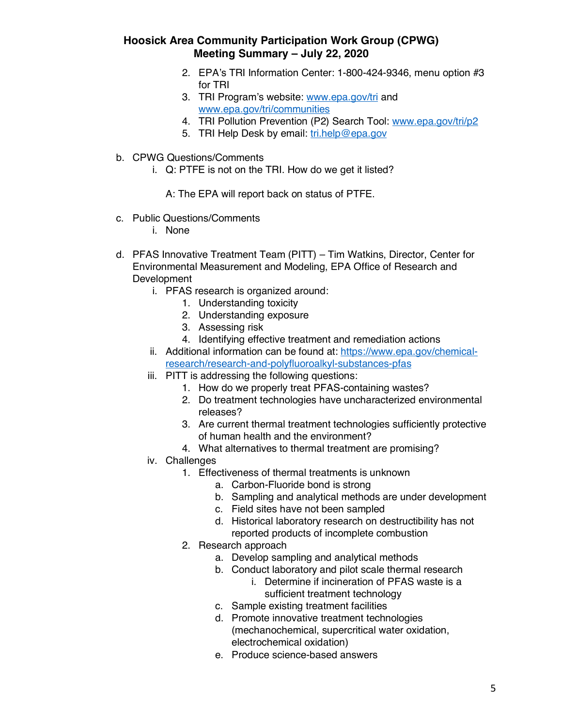2. EPA's TRI Information Center: 1-800-424-9346, menu option #3 for TRI
3. TRI Program's website: www.epa.gov/tri and www.epa.gov/tri/communities
4. TRI Pollution Prevention (P2) Search Tool: www.epa.gov/tri/p2
5. TRI Help Desk by email: tri.help@epa.gov

b. CPWG Questions/Comments
   i. Q: PTFE is not on the TRI. How do we get it listed?

      A: The EPA will report back on status of PTFE.

c. Public Questions/Comments
   i. None

d. PFAS Innovative Treatment Team (PITT) – Tim Watkins, Director, Center for Environmental Measurement and Modeling, EPA Office of Research and Development
   i. PFAS research is organized around:
      1. Understanding toxicity
      2. Understanding exposure
      3. Assessing risk
      4. Identifying effective treatment and remediation actions
   ii. Additional information can be found at: https://www.epa.gov/chemical-research/research-and-polyfluoroalkyl-substances-pfas
   iii. PITT is addressing the following questions:
      1. How do we properly treat PFAS-containing wastes?
      2. Do treatment technologies have uncharacterized environmental releases?
      3. Are current thermal treatment technologies sufficiently protective of human health and the environment?
      4. What alternatives to thermal treatment are promising?
   iv. Challenges
      1. Effectiveness of thermal treatments is unknown
         a. Carbon-Fluoride bond is strong
         b. Sampling and analytical methods are under development
         c. Field sites have not been sampled
         d. Historical laboratory research on destructibility has not reported products of incomplete combustion
      2. Research approach
         a. Develop sampling and analytical methods
         b. Conduct laboratory and pilot scale thermal research
            i. Determine if incineration of PFAS waste is a sufficient treatment technology
         c. Sample existing treatment facilities
         d. Promote innovative treatment technologies (mechanochemical, supercritical water oxidation, electrochemical oxidation)
         e. Produce science-based answers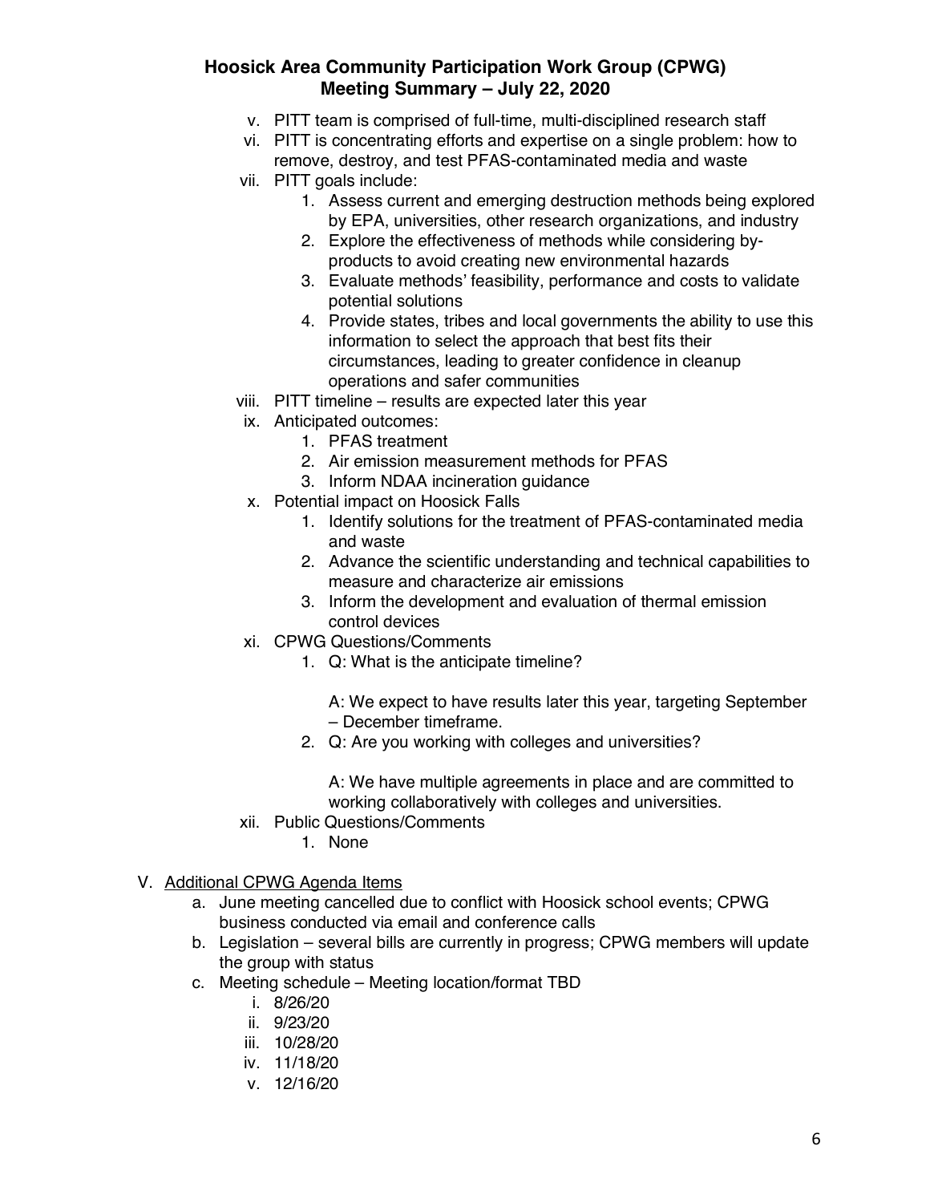v. PITT team is comprised of full-time, multi-disciplined research staff

vi. PITT is concentrating efforts and expertise on a single problem: how to remove, destroy, and test PFAS-contaminated media and waste

vii. PITT goals include:

1. Assess current and emerging destruction methods being explored by EPA, universities, other research organizations, and industry
2. Explore the effectiveness of methods while considering by-products to avoid creating new environmental hazards
3. Evaluate methods' feasibility, performance and costs to validate potential solutions
4. Provide states, tribes and local governments the ability to use this information to select the approach that best fits their circumstances, leading to greater confidence in cleanup operations and safer communities

viii. PITT timeline – results are expected later this year

ix. Anticipated outcomes:

1. PFAS treatment
2. Air emission measurement methods for PFAS
3. Inform NDAA incineration guidance

x. Potential impact on Hoosick Falls

1. Identify solutions for the treatment of PFAS-contaminated media and waste
2. Advance the scientific understanding and technical capabilities to measure and characterize air emissions
3. Inform the development and evaluation of thermal emission control devices

xi. CPWG Questions/Comments

1. Q: What is the anticipate timeline?

   A: We expect to have results later this year, targeting September – December timeframe.
2. Q: Are you working with colleges and universities?

   A: We have multiple agreements in place and are committed to working collaboratively with colleges and universities.

xii. Public Questions/Comments

1. None

V. <u>Additional CPWG Agenda Items</u>

a. June meeting cancelled due to conflict with Hoosick school events; CPWG business conducted via email and conference calls

b. Legislation – several bills are currently in progress; CPWG members will update the group with status

c. Meeting schedule – Meeting location/format TBD

i. 8/26/20

ii. 9/23/20

iii. 10/28/20

iv. 11/18/20

v. 12/16/20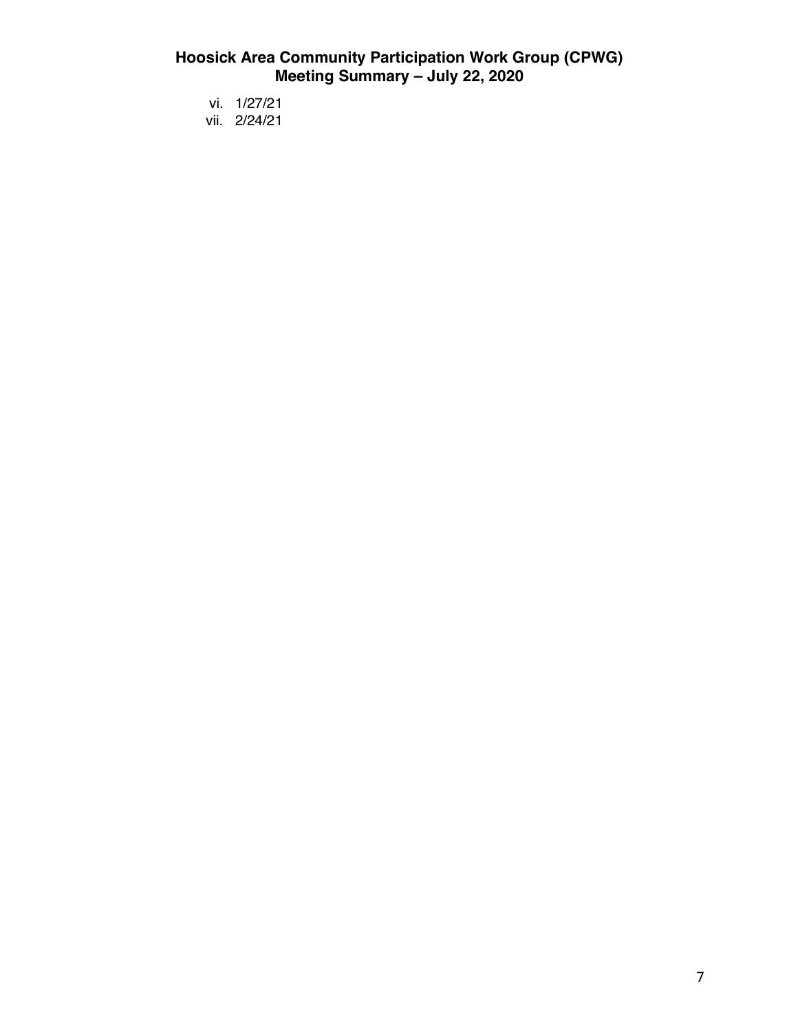vi. 1/27/21
vii. 2/24/21